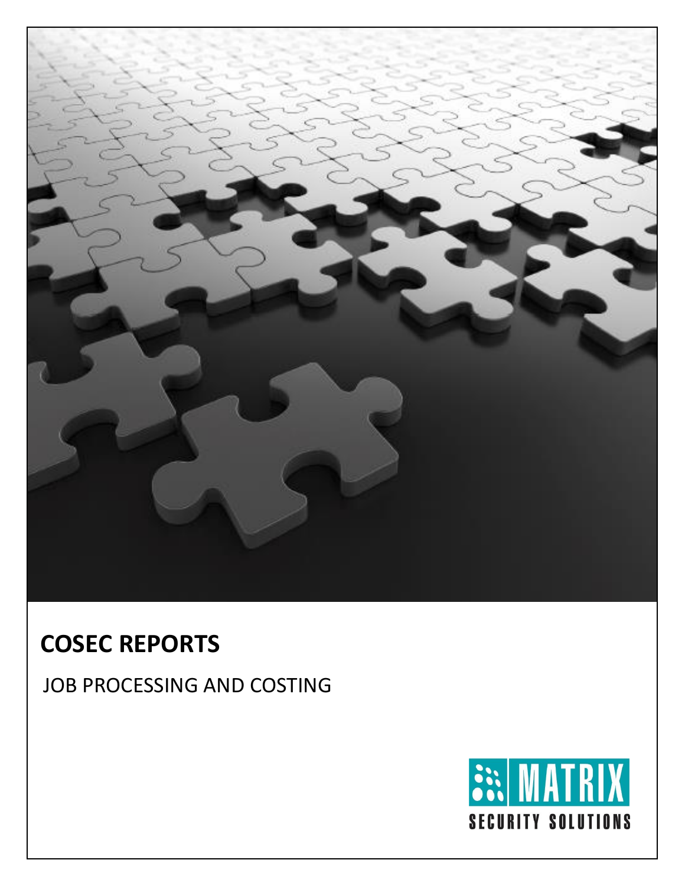# COSEC REPORTS

JOB PROCESSING AND COSTING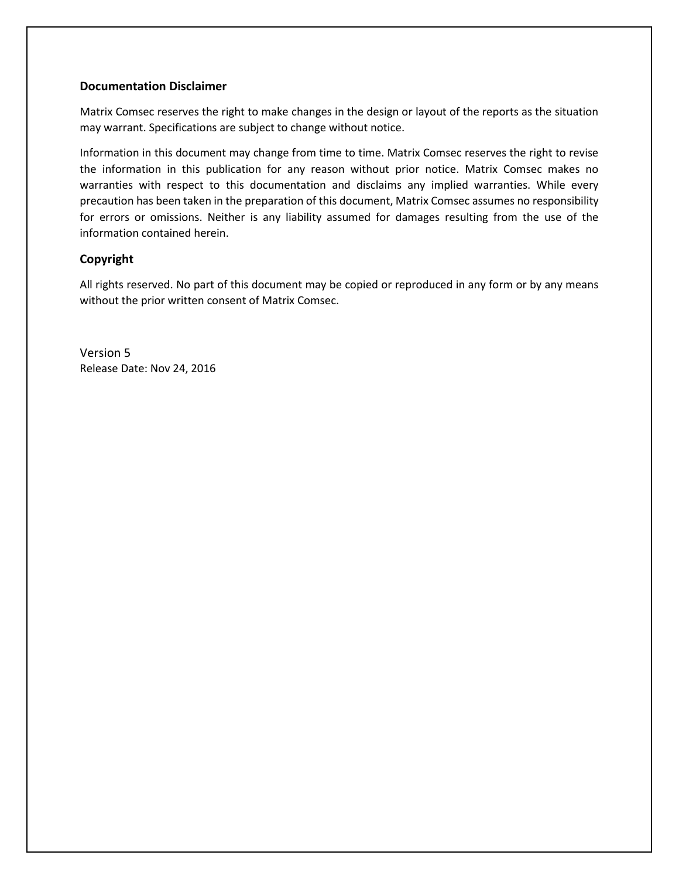## Documentation Disclaimer

Matrix Comsec reserves the right to make changes in the design or layout of the reports as the situation may warrant. Specifications are subject to change without notice.

Information in this document may change from time to time. Matrix Comsec reserves the right to revise the information in this publication for any reason without prior notice. Matrix Comsec makes no warranties with respect to this documentation and disclaims any implied warranties. While every precaution has been taken in the preparation of this document, Matrix Comsec assumes no responsibility for errors or omissions. Neither is any liability assumed for damages resulting from the use of the information contained herein.

## Copyright

All rights reserved. No part of this document may be copied or reproduced in any form or by any means without the prior written consent of Matrix Comsec.

Version 5
Release Date: Nov 24, 2016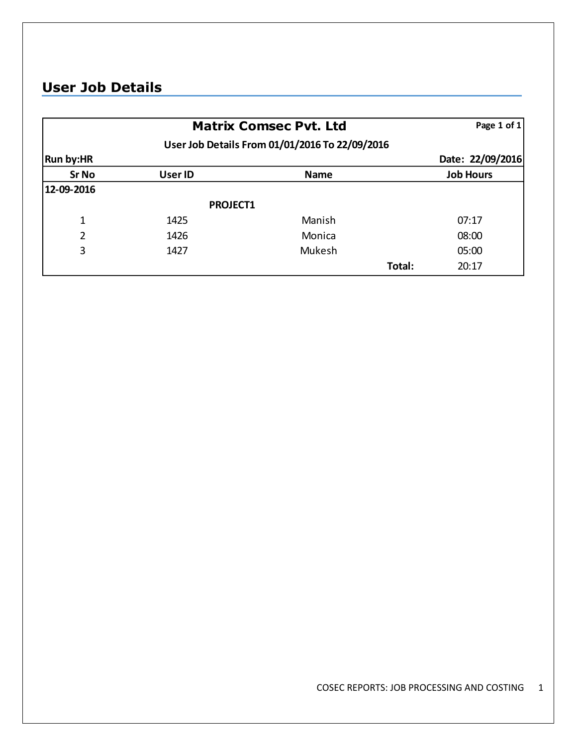## User Job Details

**Matrix Comsec Pvt. Ltd**

Page 1 of 1

**User Job Details From 01/01/2016 To 22/09/2016**

**Run by:HR**

**Date: 22/09/2016**

| Sr No | User ID | Name | | Job Hours |
|---|---|---|---|---|
| **12-09-2016** | | | | |
| | **PROJECT1** | | | |
| 1 | 1425 | Manish | | 07:17 |
| 2 | 1426 | Monica | | 08:00 |
| 3 | 1427 | Mukesh | | 05:00 |
| | | | **Total:** | 20:17 |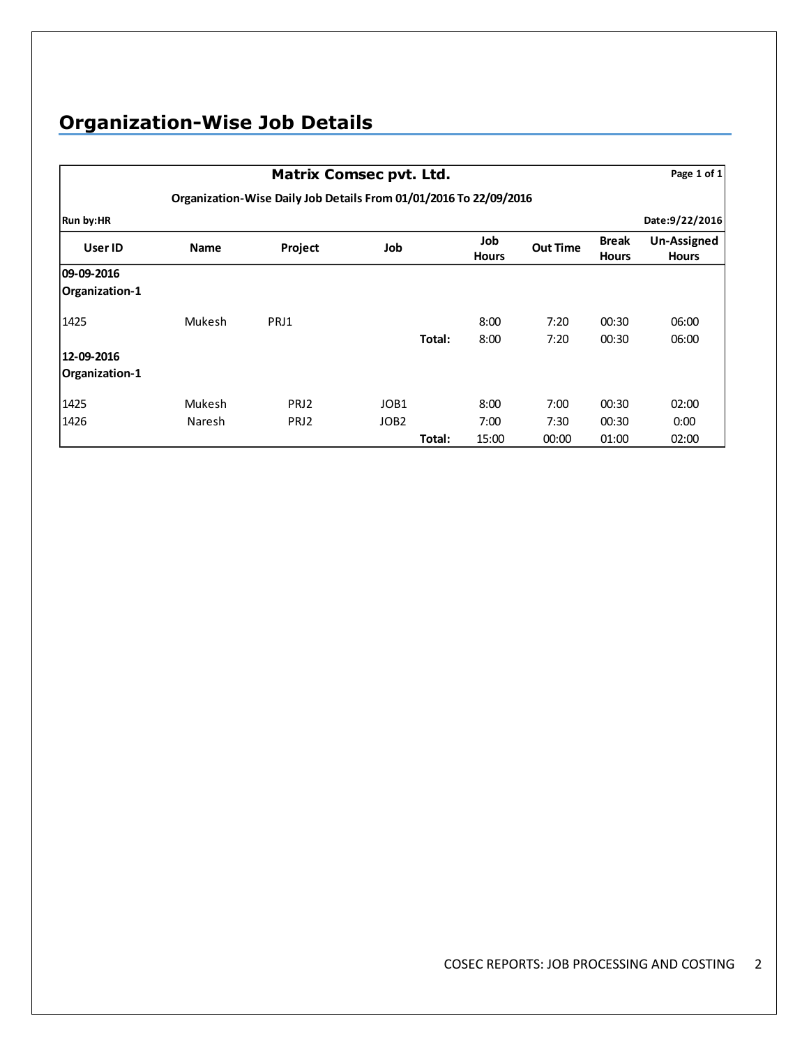# Organization-Wise Job Details

| Matrix Comsec pvt. Ltd. | | | | | | | Page 1 of 1 |
|---|---|---|---|---|---|---|---|
| Organization-Wise Daily Job Details From 01/01/2016 To 22/09/2016 | | | | | | | |
| **Run by:HR** | | | | | | | **Date:9/22/2016** |
| **User ID** | **Name** | **Project** | **Job** | **Job Hours** | **Out Time** | **Break Hours** | **Un-Assigned Hours** |
| **09-09-2016** | | | | | | | |
| **Organization-1** | | | | | | | |
| 1425 | Mukesh | PRJ1 | | 8:00 | 7:20 | 00:30 | 06:00 |
| | | | **Total:** | 8:00 | 7:20 | 00:30 | 06:00 |
| **12-09-2016** | | | | | | | |
| **Organization-1** | | | | | | | |
| 1425 | Mukesh | PRJ2 | JOB1 | 8:00 | 7:00 | 00:30 | 02:00 |
| 1426 | Naresh | PRJ2 | JOB2 | 7:00 | 7:30 | 00:30 | 0:00 |
| | | | **Total:** | 15:00 | 00:00 | 01:00 | 02:00 |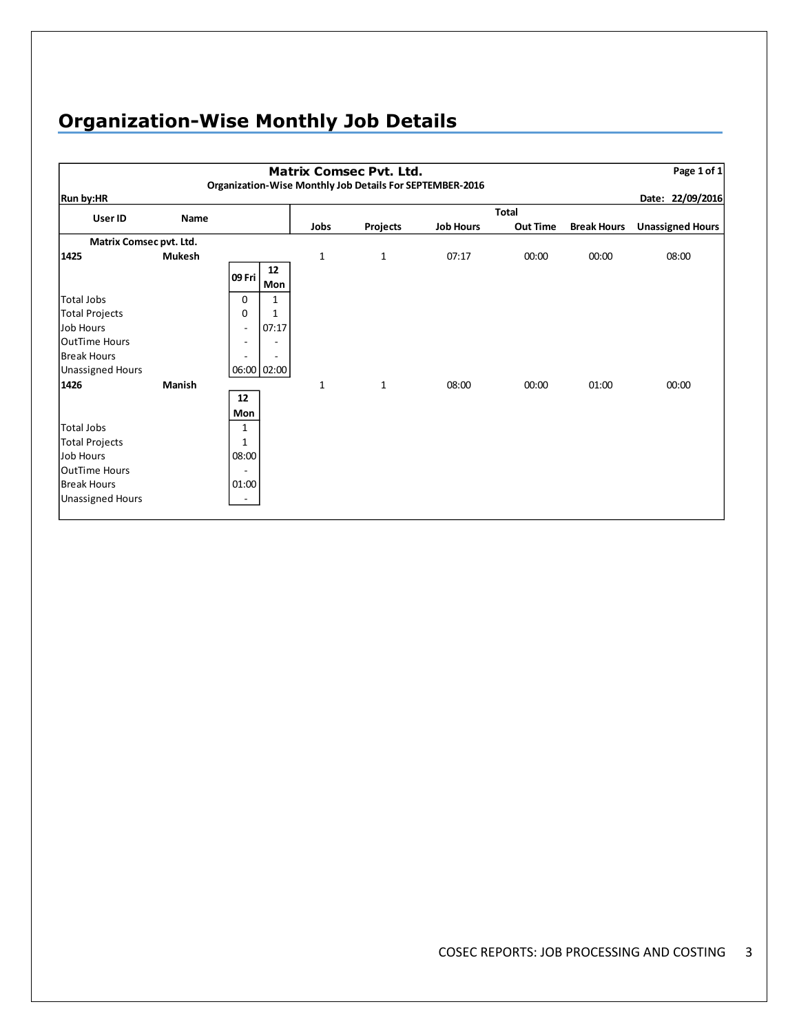# Organization-Wise Monthly Job Details

**Matrix Comsec Pvt. Ltd.**

**Organization-Wise Monthly Job Details For SEPTEMBER-2016**

**Page 1 of 1**

**Run by:HR**

**Date: 22/09/2016**

| User ID | Name | | | Total Jobs | Total Projects | Total Job Hours | Total Out Time | Total Break Hours | Total Unassigned Hours |
|---|---|---|---|---|---|---|---|---|---|
| **Matrix Comsec pvt. Ltd.** | | | | | | | | | |
| **1425** | **Mukesh** | | | 1 | 1 | 07:17 | 00:00 | 00:00 | 08:00 |
| | | **09 Fri** | **12 Mon** | | | | | | |
| Total Jobs | | 0 | 1 | | | | | | |
| Total Projects | | 0 | 1 | | | | | | |
| Job Hours | | - | 07:17 | | | | | | |
| OutTime Hours | | - | - | | | | | | |
| Break Hours | | - | - | | | | | | |
| Unassigned Hours | | 06:00 | 02:00 | | | | | | |
| **1426** | **Manish** | | | 1 | 1 | 08:00 | 00:00 | 01:00 | 00:00 |
| | | **12 Mon** | | | | | | | |
| Total Jobs | | 1 | | | | | | | |
| Total Projects | | 1 | | | | | | | |
| Job Hours | | 08:00 | | | | | | | |
| OutTime Hours | | - | | | | | | | |
| Break Hours | | 01:00 | | | | | | | |
| Unassigned Hours | | - | | | | | | | |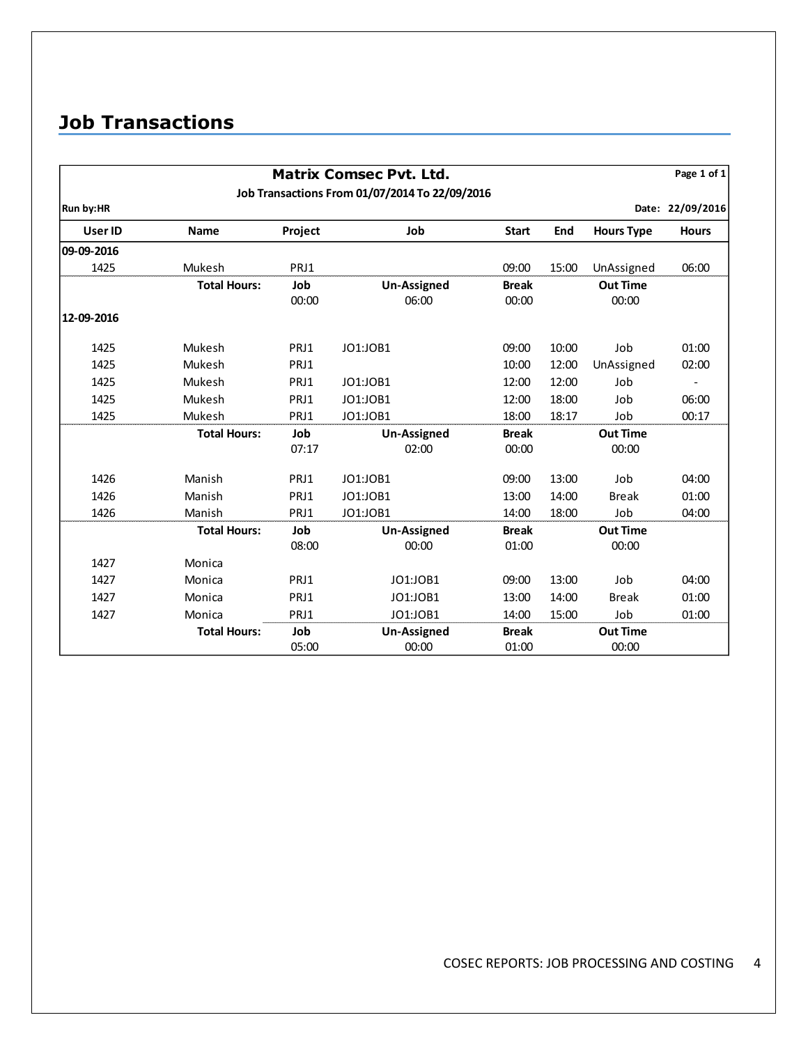# Job Transactions

| | | | | | | | |
|---|---|---|---|---|---|---|---|
| | | | **Matrix Comsec Pvt. Ltd.** | | | | **Page 1 of 1** |
| | | | **Job Transactions From 01/07/2014 To 22/09/2016** | | | | |
| **Run by:HR** | | | | | | | **Date: 22/09/2016** |
| **User ID** | **Name** | **Project** | **Job** | **Start** | **End** | **Hours Type** | **Hours** |
| **09-09-2016** | | | | | | | |
| 1425 | Mukesh | PRJ1 | | 09:00 | 15:00 | UnAssigned | 06:00 |
| | **Total Hours:** | **Job** | **Un-Assigned** | **Break** | | **Out Time** | |
| | | 00:00 | 06:00 | 00:00 | | 00:00 | |
| **12-09-2016** | | | | | | | |
| 1425 | Mukesh | PRJ1 | JO1:JOB1 | 09:00 | 10:00 | Job | 01:00 |
| 1425 | Mukesh | PRJ1 | | 10:00 | 12:00 | UnAssigned | 02:00 |
| 1425 | Mukesh | PRJ1 | JO1:JOB1 | 12:00 | 12:00 | Job | - |
| 1425 | Mukesh | PRJ1 | JO1:JOB1 | 12:00 | 18:00 | Job | 06:00 |
| 1425 | Mukesh | PRJ1 | JO1:JOB1 | 18:00 | 18:17 | Job | 00:17 |
| | **Total Hours:** | **Job** | **Un-Assigned** | **Break** | | **Out Time** | |
| | | 07:17 | 02:00 | 00:00 | | 00:00 | |
| 1426 | Manish | PRJ1 | JO1:JOB1 | 09:00 | 13:00 | Job | 04:00 |
| 1426 | Manish | PRJ1 | JO1:JOB1 | 13:00 | 14:00 | Break | 01:00 |
| 1426 | Manish | PRJ1 | JO1:JOB1 | 14:00 | 18:00 | Job | 04:00 |
| | **Total Hours:** | **Job** | **Un-Assigned** | **Break** | | **Out Time** | |
| | | 08:00 | 00:00 | 01:00 | | 00:00 | |
| 1427 | Monica | | | | | | |
| 1427 | Monica | PRJ1 | JO1:JOB1 | 09:00 | 13:00 | Job | 04:00 |
| 1427 | Monica | PRJ1 | JO1:JOB1 | 13:00 | 14:00 | Break | 01:00 |
| 1427 | Monica | PRJ1 | JO1:JOB1 | 14:00 | 15:00 | Job | 01:00 |
| | **Total Hours:** | **Job** | **Un-Assigned** | **Break** | | **Out Time** | |
| | | 05:00 | 00:00 | 01:00 | | 00:00 | |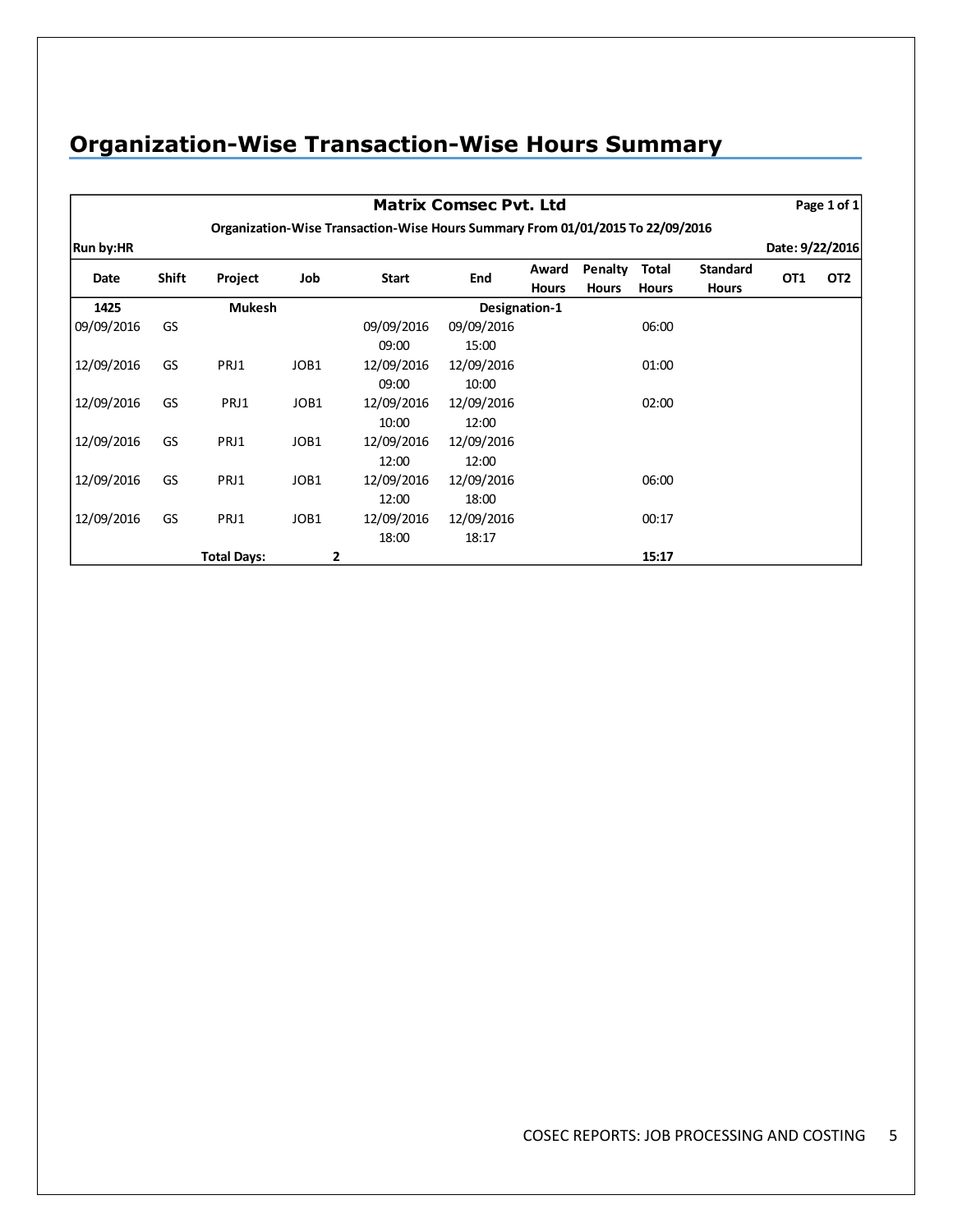# Organization-Wise Transaction-Wise Hours Summary

**Matrix Comsec Pvt. Ltd**

Organization-Wise Transaction-Wise Hours Summary From 01/01/2015 To 22/09/2016

**Run by:HR** | **Date: 9/22/2016**

| Date | Shift | Project | Job | Start | End | Award Hours | Penalty Hours | Total Hours | Standard Hours | OT1 | OT2 |
|---|---|---|---|---|---|---|---|---|---|---|---|
| **1425** | | **Mukesh** | | | **Designation-1** | | | | | | |
| 09/09/2016 | GS | | | 09/09/2016 09:00 | 09/09/2016 15:00 | | | 06:00 | | | |
| 12/09/2016 | GS | PRJ1 | JOB1 | 12/09/2016 09:00 | 12/09/2016 10:00 | | | 01:00 | | | |
| 12/09/2016 | GS | PRJ1 | JOB1 | 12/09/2016 10:00 | 12/09/2016 12:00 | | | 02:00 | | | |
| 12/09/2016 | GS | PRJ1 | JOB1 | 12/09/2016 12:00 | 12/09/2016 12:00 | | | | | | |
| 12/09/2016 | GS | PRJ1 | JOB1 | 12/09/2016 12:00 | 12/09/2016 18:00 | | | 06:00 | | | |
| 12/09/2016 | GS | PRJ1 | JOB1 | 12/09/2016 18:00 | 12/09/2016 18:17 | | | 00:17 | | | |
| | | **Total Days:** | **2** | | | | | **15:17** | | | |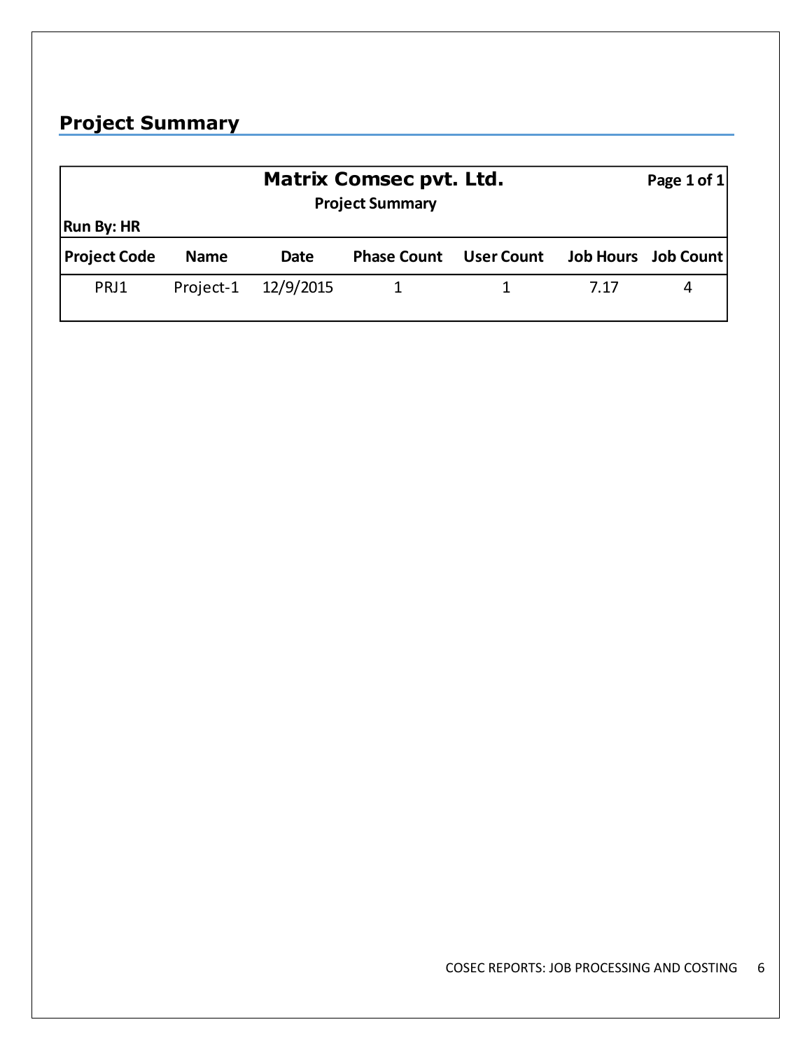## Project Summary

**Matrix Comsec pvt. Ltd.**

**Project Summary**

**Run By: HR**

**Page 1 of 1**

| Project Code | Name | Date | Phase Count | User Count | Job Hours | Job Count |
|---|---|---|---|---|---|---|
| PRJ1 | Project-1 | 12/9/2015 | 1 | 1 | 7.17 | 4 |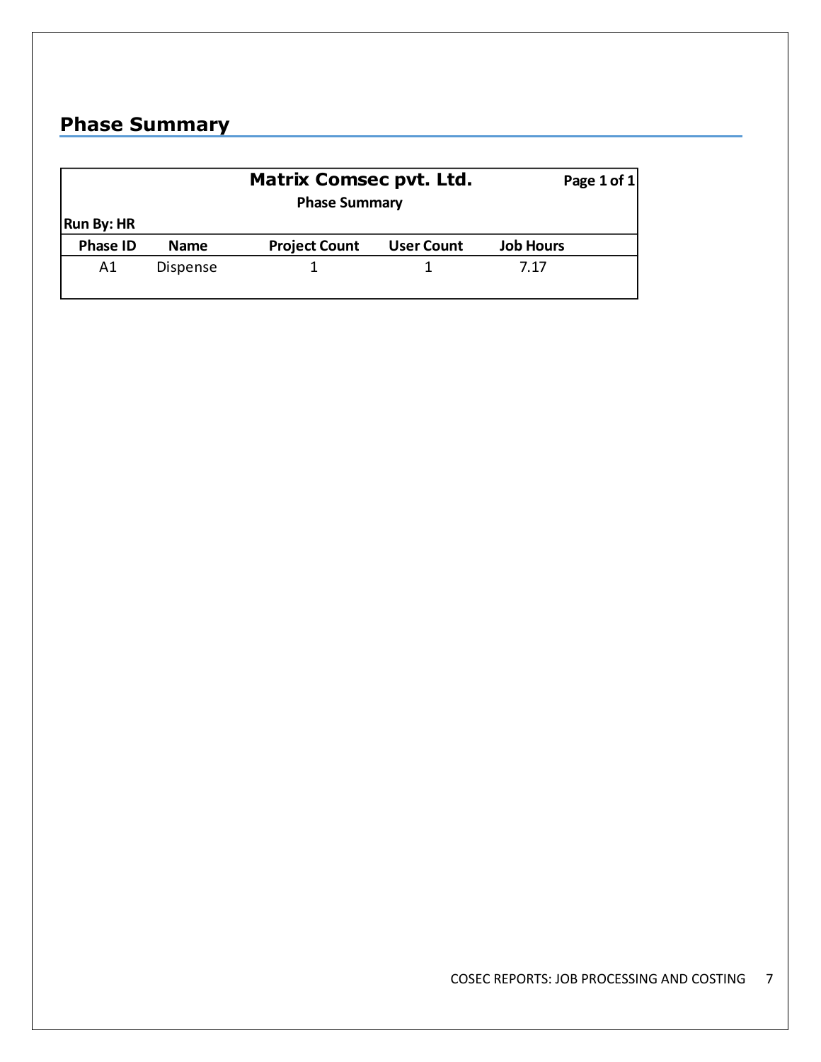## Phase Summary

**Matrix Comsec pvt. Ltd.**

**Phase Summary**

**Page 1 of 1**

**Run By: HR**

| Phase ID | Name | Project Count | User Count | Job Hours |
|---|---|---|---|---|
| A1 | Dispense | 1 | 1 | 7.17 |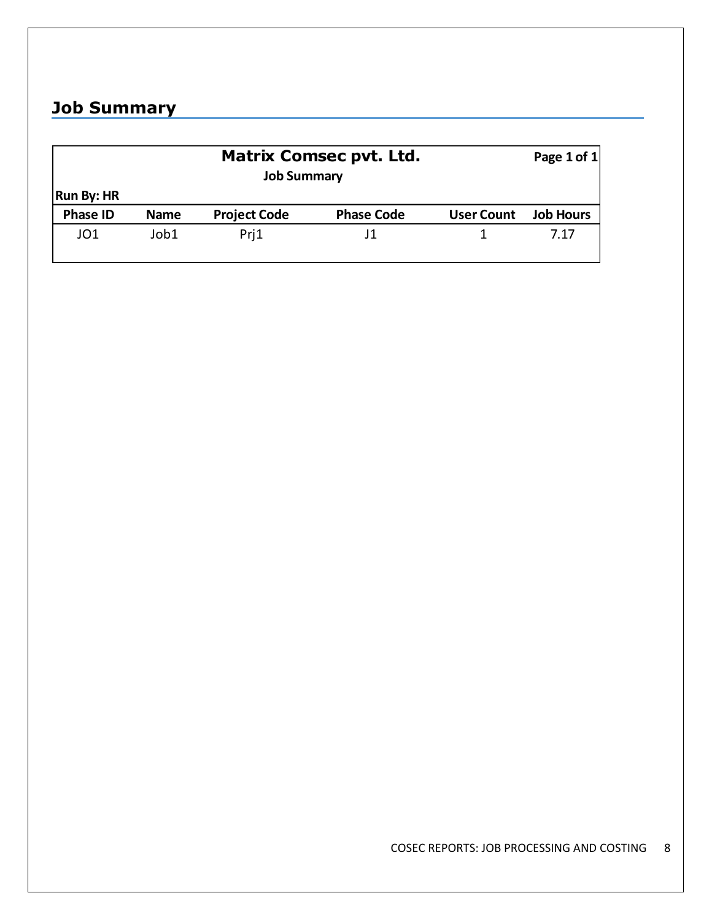## Job Summary

**Matrix Comsec pvt. Ltd.**

**Job Summary**

**Page 1 of 1**

**Run By: HR**

| Phase ID | Name | Project Code | Phase Code | User Count | Job Hours |
|---|---|---|---|---|---|
| JO1 | Job1 | Prj1 | J1 | 1 | 7.17 |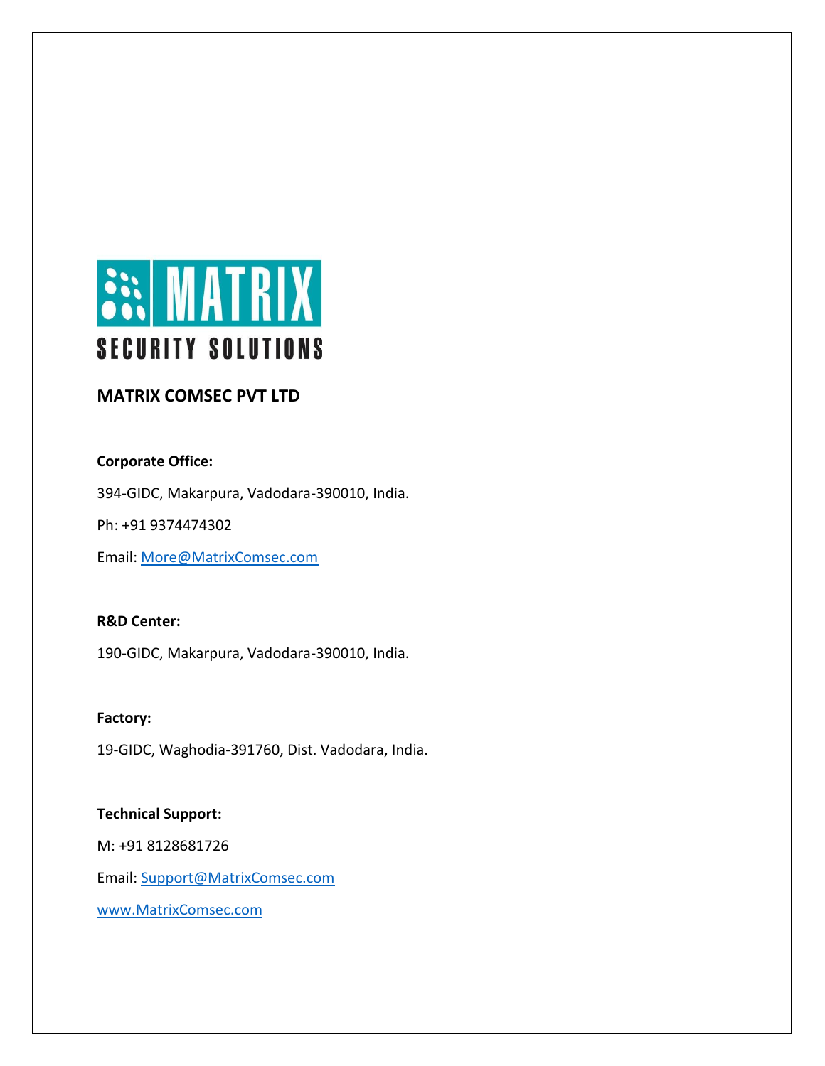MATRIX

SECURITY SOLUTIONS

**MATRIX COMSEC PVT LTD**

**Corporate Office:**

394-GIDC, Makarpura, Vadodara-390010, India.

Ph: +91 9374474302

Email: More@MatrixComsec.com

**R&D Center:**

190-GIDC, Makarpura, Vadodara-390010, India.

**Factory:**

19-GIDC, Waghodia-391760, Dist. Vadodara, India.

**Technical Support:**

M: +91 8128681726

Email: Support@MatrixComsec.com

www.MatrixComsec.com